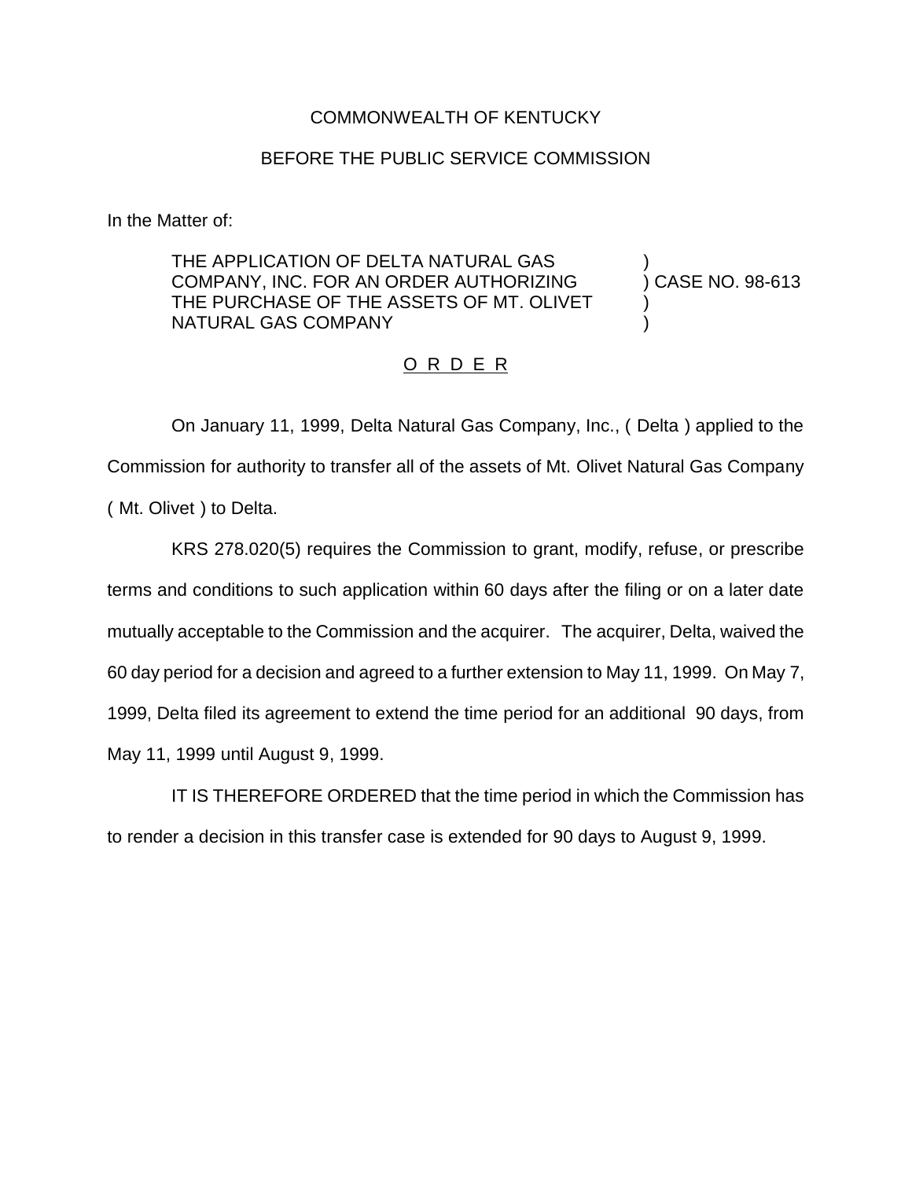COMMONWEALTH OF KENTUCKY

BEFORE THE PUBLIC SERVICE COMMISSION

In the Matter of:

THE APPLICATION OF DELTA NATURAL GAS COMPANY, INC. FOR AN ORDER AUTHORIZING THE PURCHASE OF THE ASSETS OF MT. OLIVET NATURAL GAS COMPANY ) CASE NO. 98-613

O R D E R

On January 11, 1999, Delta Natural Gas Company, Inc., ( Delta ) applied to the Commission for authority to transfer all of the assets of Mt. Olivet Natural Gas Company ( Mt. Olivet ) to Delta.

KRS 278.020(5) requires the Commission to grant, modify, refuse, or prescribe terms and conditions to such application within 60 days after the filing or on a later date mutually acceptable to the Commission and the acquirer. The acquirer, Delta, waived the 60 day period for a decision and agreed to a further extension to May 11, 1999. On May 7, 1999, Delta filed its agreement to extend the time period for an additional 90 days, from May 11, 1999 until August 9, 1999.

IT IS THEREFORE ORDERED that the time period in which the Commission has to render a decision in this transfer case is extended for 90 days to August 9, 1999.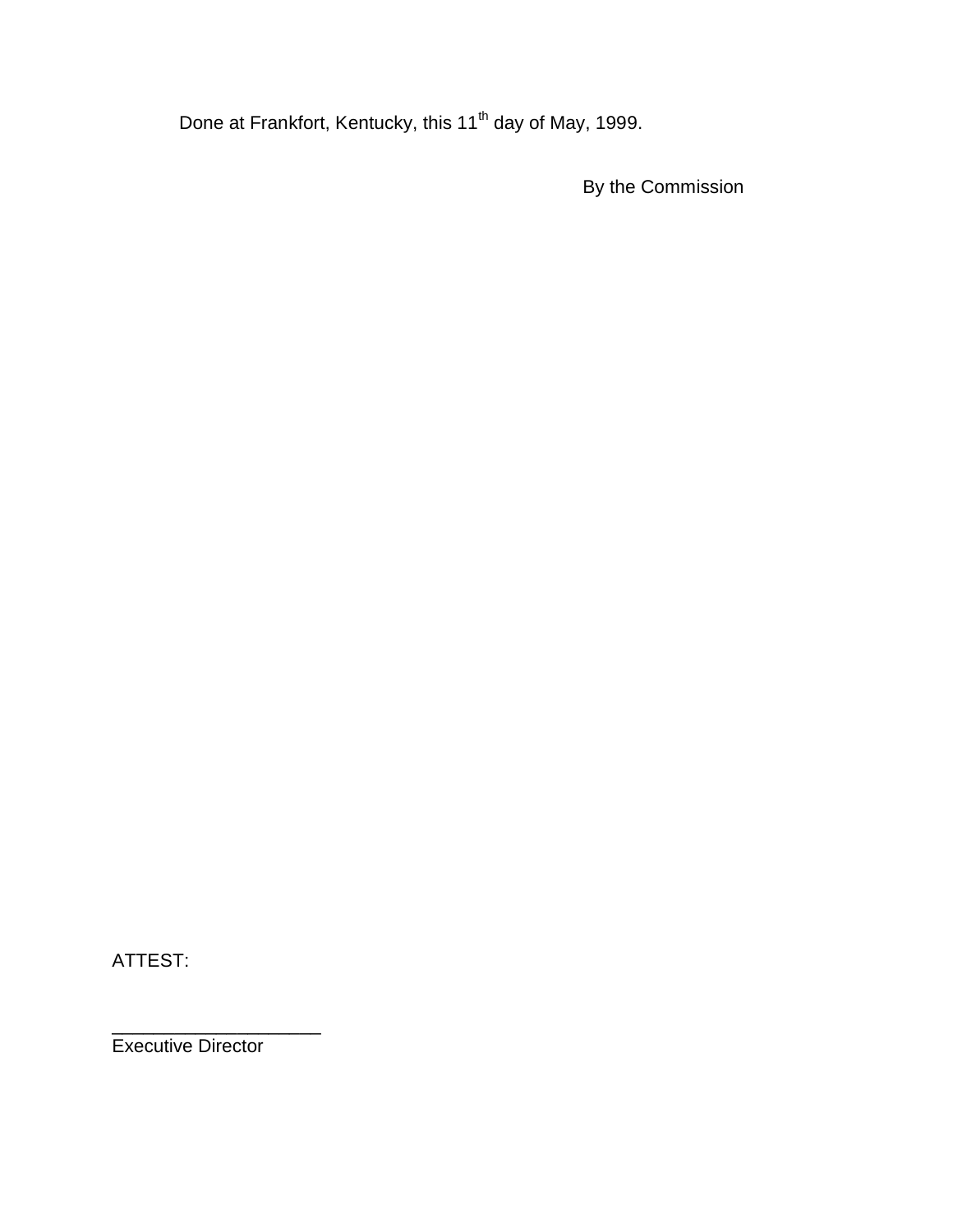Done at Frankfort, Kentucky, this 11th day of May, 1999.

By the Commission

ATTEST:

____________________
Executive Director